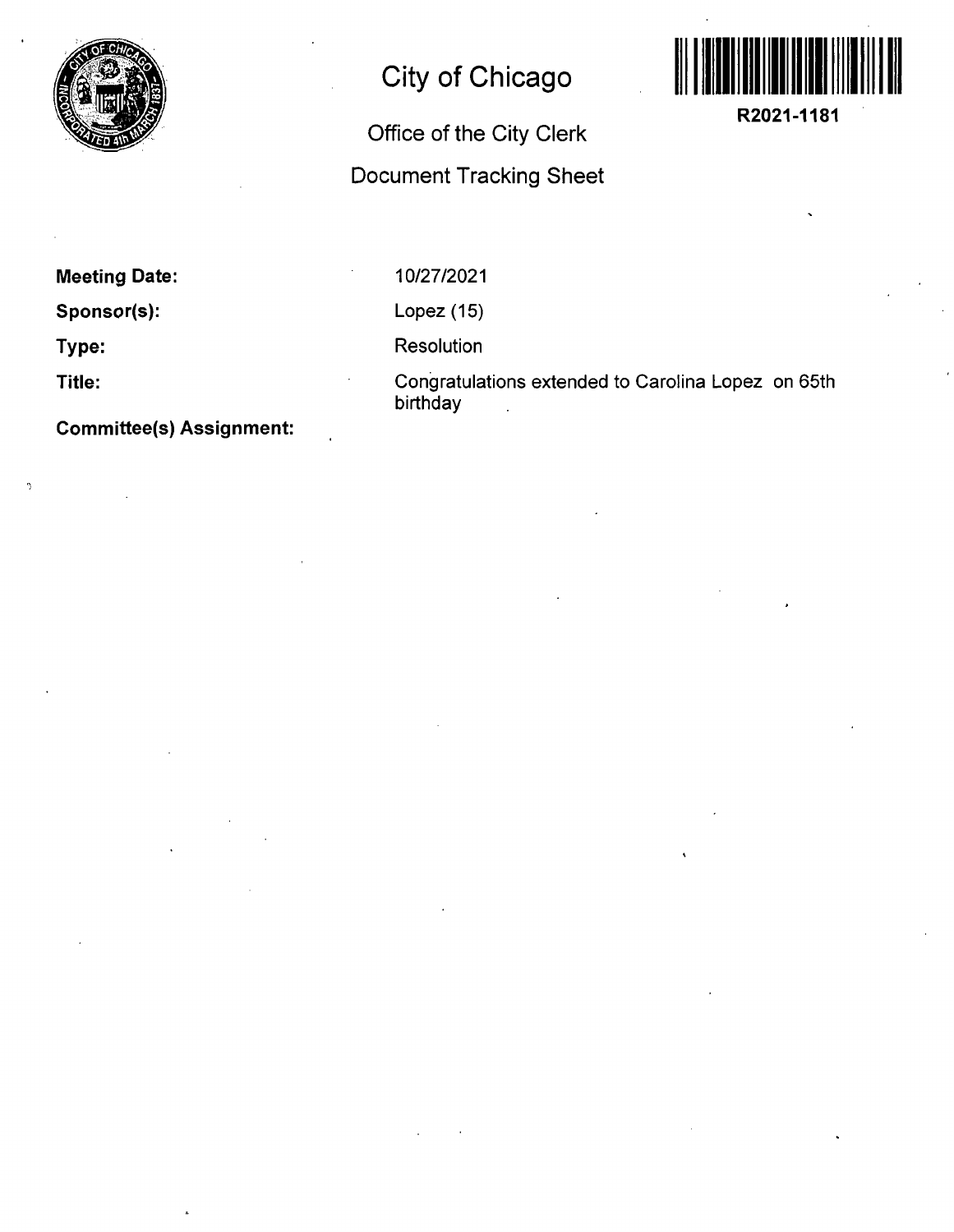# City of Chicago

## Office of the City Clerk

## Document Tracking Sheet

**R2021-1181**

**Meeting Date:** 10/27/2021

**Sponsor(s):** Lopez (15)

**Type:** Resolution

**Title:** Congratulations extended to Carolina Lopez on 65th birthday

**Committee(s) Assignment:**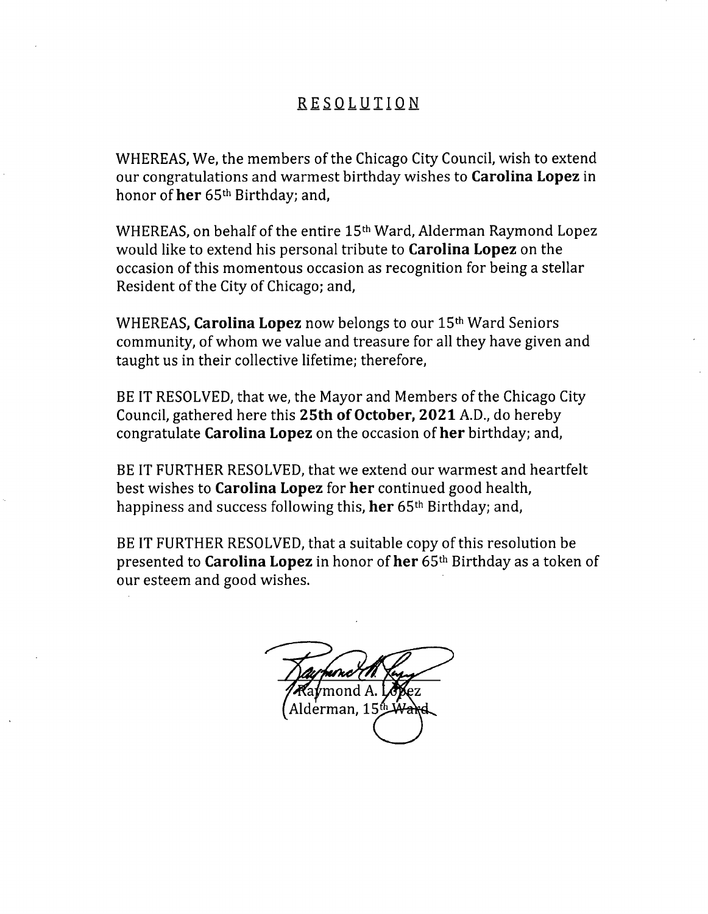# RESOLUTION

WHEREAS, We, the members of the Chicago City Council, wish to extend our congratulations and warmest birthday wishes to **Carolina Lopez** in honor of **her** 65th Birthday; and,

WHEREAS, on behalf of the entire 15th Ward, Alderman Raymond Lopez would like to extend his personal tribute to **Carolina Lopez** on the occasion of this momentous occasion as recognition for being a stellar Resident of the City of Chicago; and,

WHEREAS, **Carolina Lopez** now belongs to our 15th Ward Seniors community, of whom we value and treasure for all they have given and taught us in their collective lifetime; therefore,

BE IT RESOLVED, that we, the Mayor and Members of the Chicago City Council, gathered here this **25th of October, 2021** A.D., do hereby congratulate **Carolina Lopez** on the occasion of **her** birthday; and,

BE IT FURTHER RESOLVED, that we extend our warmest and heartfelt best wishes to **Carolina Lopez** for **her** continued good health, happiness and success following this, **her** 65th Birthday; and,

BE IT FURTHER RESOLVED, that a suitable copy of this resolution be presented to **Carolina Lopez** in honor of **her** 65th Birthday as a token of our esteem and good wishes.

Raymond A. Lopez
Alderman, 15th Ward